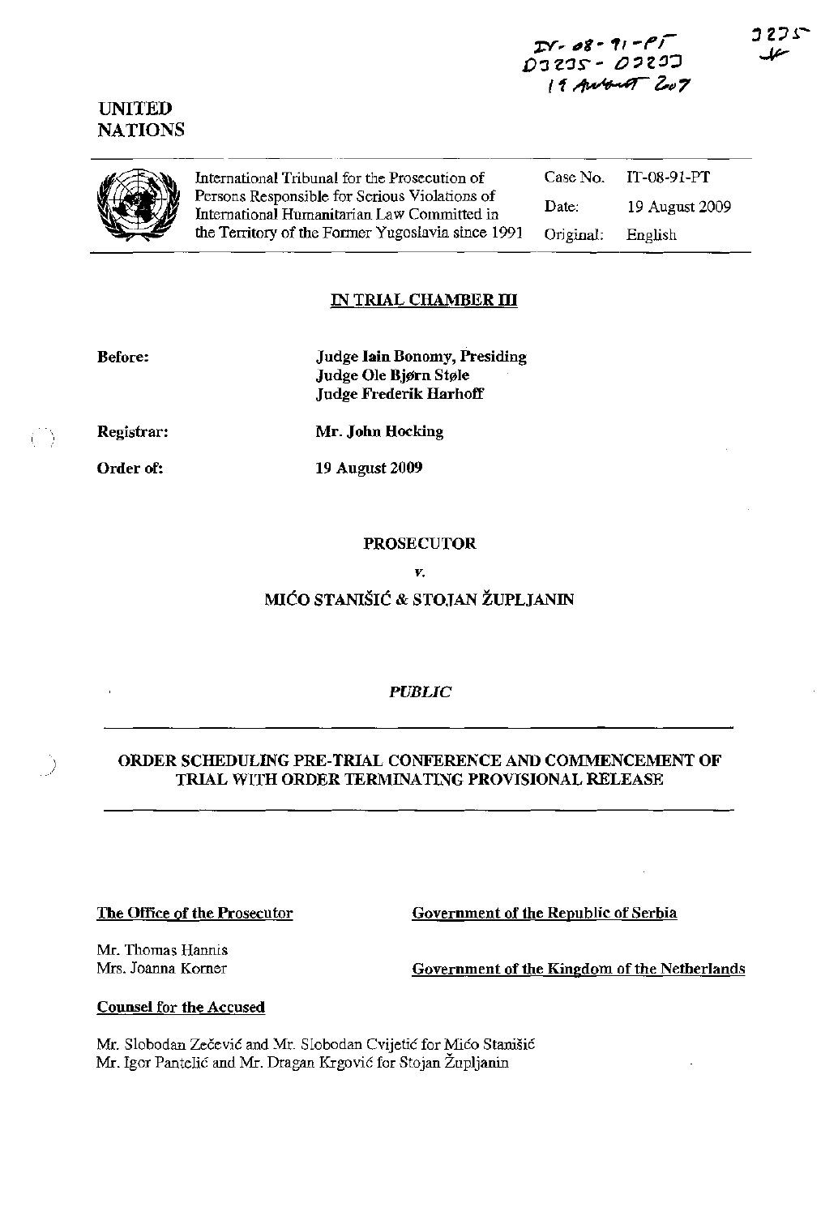IT-08-91-PT
D3235 - D3233
19 August 2009

3235

UNITED NATIONS

| International Tribunal for the Prosecution of Persons Responsible for Serious Violations of International Humanitarian Law Committed in the Territory of the Former Yugoslavia since 1991 | Case No. | IT-08-91-PT |
|---|---|---|
| | Date: | 19 August 2009 |
| | Original: | English |

## IN TRIAL CHAMBER III

**Before:** **Judge Iain Bonomy, Presiding**
**Judge Ole Bjørn Støle**
**Judge Frederik Harhoff**

**Registrar:** **Mr. John Hocking**

**Order of:** **19 August 2009**

**PROSECUTOR**

*v.*

**MIĆO STANIŠIĆ & STOJAN ŽUPLJANIN**

***PUBLIC***

## ORDER SCHEDULING PRE-TRIAL CONFERENCE AND COMMENCEMENT OF TRIAL WITH ORDER TERMINATING PROVISIONAL RELEASE

**The Office of the Prosecutor**

Mr. Thomas Hannis
Mrs. Joanna Korner

**Government of the Republic of Serbia**

**Government of the Kingdom of the Netherlands**

**Counsel for the Accused**

Mr. Slobodan Zečević and Mr. Slobodan Cvijetić for Mićo Stanišić
Mr. Igor Pantelić and Mr. Dragan Krgović for Stojan Župljanin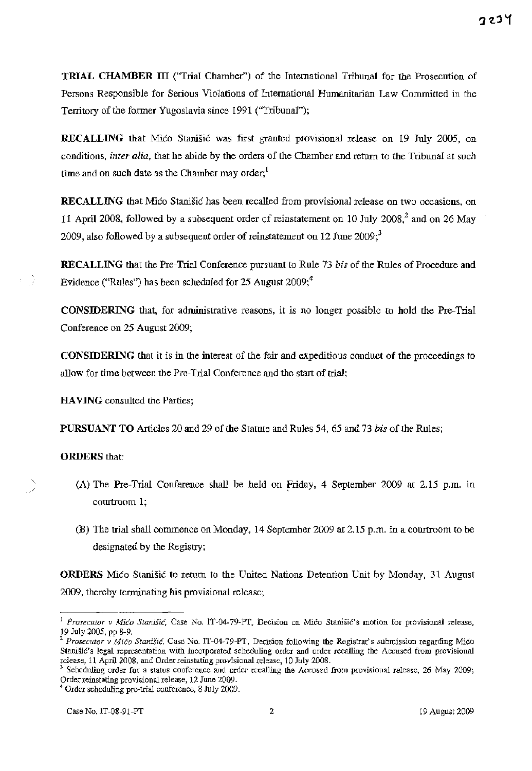**TRIAL CHAMBER III** ("Trial Chamber") of the International Tribunal for the Prosecution of Persons Responsible for Serious Violations of International Humanitarian Law Committed in the Territory of the former Yugoslavia since 1991 ("Tribunal");

**RECALLING** that Mićo Stanišić was first granted provisional release on 19 July 2005, on conditions, *inter alia*, that he abide by the orders of the Chamber and return to the Tribunal at such time and on such date as the Chamber may order;[1]

**RECALLING** that Mićo Stanišić has been recalled from provisional release on two occasions, on 11 April 2008, followed by a subsequent order of reinstatement on 10 July 2008,[2] and on 26 May 2009, also followed by a subsequent order of reinstatement on 12 June 2009;[3]

**RECALLING** that the Pre-Trial Conference pursuant to Rule 73 *bis* of the Rules of Procedure and Evidence ("Rules") has been scheduled for 25 August 2009;[4]

**CONSIDERING** that, for administrative reasons, it is no longer possible to hold the Pre-Trial Conference on 25 August 2009;

**CONSIDERING** that it is in the interest of the fair and expeditious conduct of the proceedings to allow for time between the Pre-Trial Conference and the start of trial;

**HAVING** consulted the Parties;

**PURSUANT TO** Articles 20 and 29 of the Statute and Rules 54, 65 and 73 *bis* of the Rules;

**ORDERS** that:

(A) The Pre-Trial Conference shall be held on Friday, 4 September 2009 at 2.15 p.m. in courtroom 1;

(B) The trial shall commence on Monday, 14 September 2009 at 2.15 p.m. in a courtroom to be designated by the Registry;

**ORDERS** Mićo Stanišić to return to the United Nations Detention Unit by Monday, 31 August 2009, thereby terminating his provisional release;

---

[1] *Prosecutor v Mićo Stanišić*, Case No. IT-04-79-PT, Decision on Mićo Stanišić's motion for provisional release, 19 July 2005, pp 8-9.

[2] *Prosecutor v Mićo Stanišić*, Case No. IT-04-79-PT, Decision following the Registrar's submission regarding Mićo Stanišić's legal representation with incorporated scheduling order and order recalling the Accused from provisional release, 11 April 2008, and Order reinstating provisional release, 10 July 2008.

[3] Scheduling order for a status conference and order recalling the Accused from provisional release, 26 May 2009; Order reinstating provisional release, 12 June 2009.

[4] Order scheduling pre-trial conference, 8 July 2009.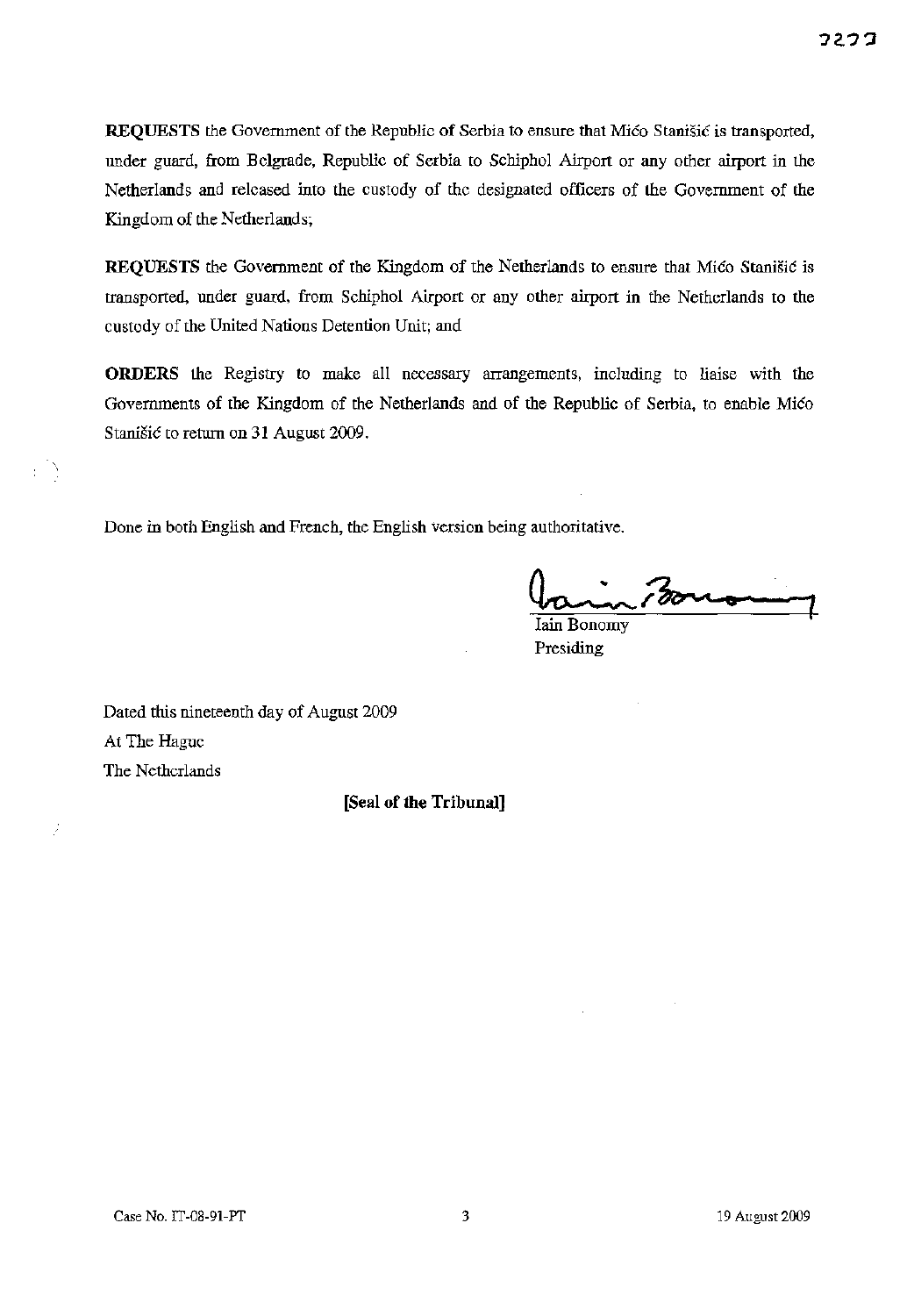**REQUESTS** the Government of the Republic of Serbia to ensure that Mićo Stanišić is transported, under guard, from Belgrade, Republic of Serbia to Schiphol Airport or any other airport in the Netherlands and released into the custody of the designated officers of the Government of the Kingdom of the Netherlands;

**REQUESTS** the Government of the Kingdom of the Netherlands to ensure that Mićo Stanišić is transported, under guard, from Schiphol Airport or any other airport in the Netherlands to the custody of the United Nations Detention Unit; and

**ORDERS** the Registry to make all necessary arrangements, including to liaise with the Governments of the Kingdom of the Netherlands and of the Republic of Serbia, to enable Mićo Stanišić to return on 31 August 2009.

Done in both English and French, the English version being authoritative.

Iain Bonomy
Presiding

Dated this nineteenth day of August 2009
At The Hague
The Netherlands

**[Seal of the Tribunal]**